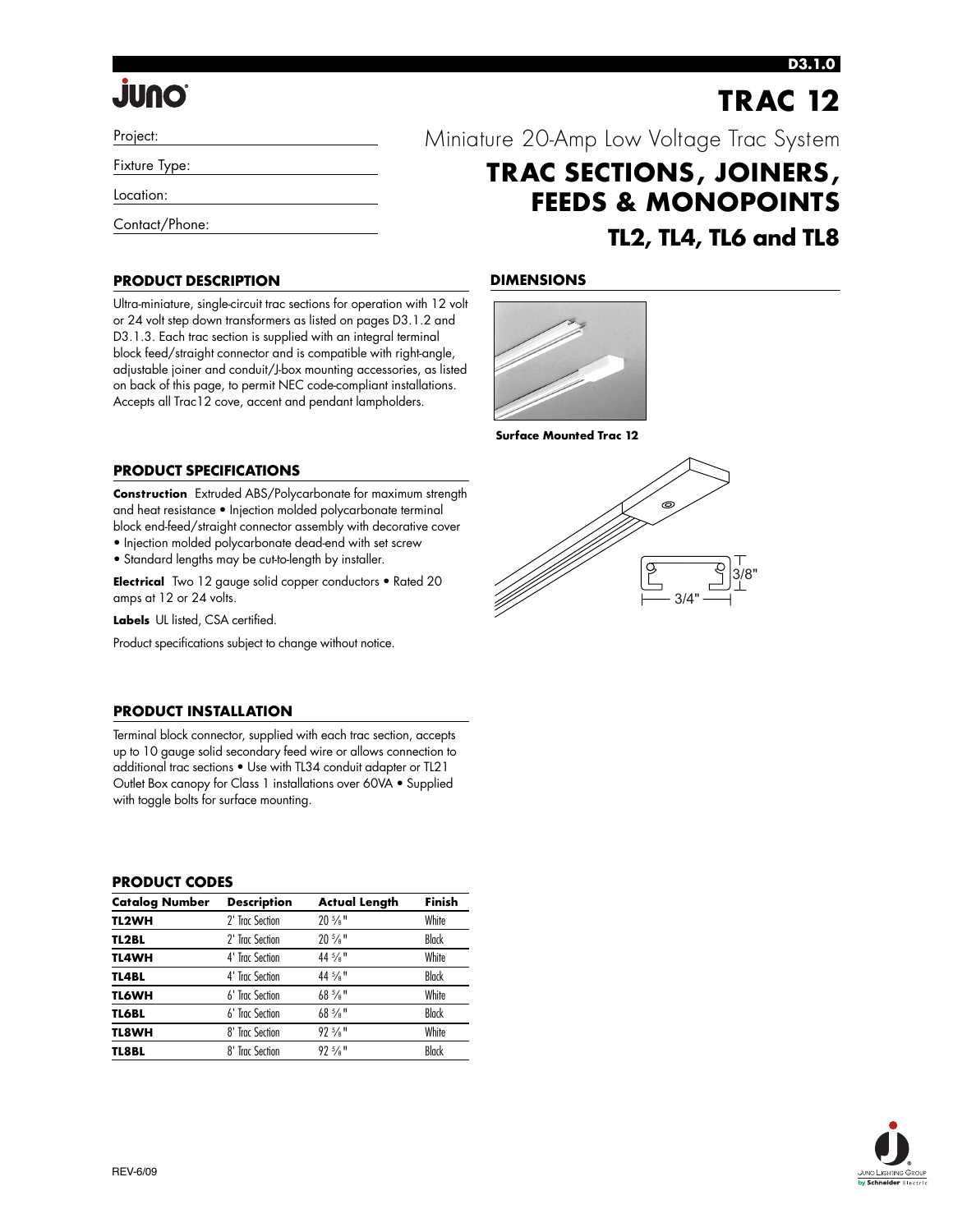D3.1.0

# TRAC 12

Project:

Fixture Type:

Location:

Contact/Phone:

Miniature 20-Amp Low Voltage Trac System

## TRAC SECTIONS, JOINERS, FEEDS & MONOPOINTS

### TL2, TL4, TL6 and TL8

### PRODUCT DESCRIPTION

Ultra-miniature, single-circuit trac sections for operation with 12 volt or 24 volt step down transformers as listed on pages D3.1.2 and D3.1.3. Each trac section is supplied with an integral terminal block feed/straight connector and is compatible with right-angle, adjustable joiner and conduit/J-box mounting accessories, as listed on back of this page, to permit NEC code-compliant installations. Accepts all Trac12 cove, accent and pendant lampholders.

### DIMENSIONS

**Surface Mounted Trac 12**

3/8"

3/4"

### PRODUCT SPECIFICATIONS

**Construction** Extruded ABS/Polycarbonate for maximum strength and heat resistance • Injection molded polycarbonate terminal block end-feed/straight connector assembly with decorative cover
• Injection molded polycarbonate dead-end with set screw
• Standard lengths may be cut-to-length by installer.

**Electrical** Two 12 gauge solid copper conductors • Rated 20 amps at 12 or 24 volts.

**Labels** UL listed, CSA certified.

Product specifications subject to change without notice.

### PRODUCT INSTALLATION

Terminal block connector, supplied with each trac section, accepts up to 10 gauge solid secondary feed wire or allows connection to additional trac sections • Use with TL34 conduit adapter or TL21 Outlet Box canopy for Class 1 installations over 60VA • Supplied with toggle bolts for surface mounting.

### PRODUCT CODES

| Catalog Number | Description | Actual Length | Finish |
|---|---|---|---|
| **TL2WH** | 2' Trac Section | 20 5/8" | White |
| **TL2BL** | 2' Trac Section | 20 5/8" | Black |
| **TL4WH** | 4' Trac Section | 44 5/8" | White |
| **TL4BL** | 4' Trac Section | 44 5/8" | Black |
| **TL6WH** | 6' Trac Section | 68 5/8" | White |
| **TL6BL** | 6' Trac Section | 68 5/8" | Black |
| **TL8WH** | 8' Trac Section | 92 5/8" | White |
| **TL8BL** | 8' Trac Section | 92 5/8" | Black |

REV-6/09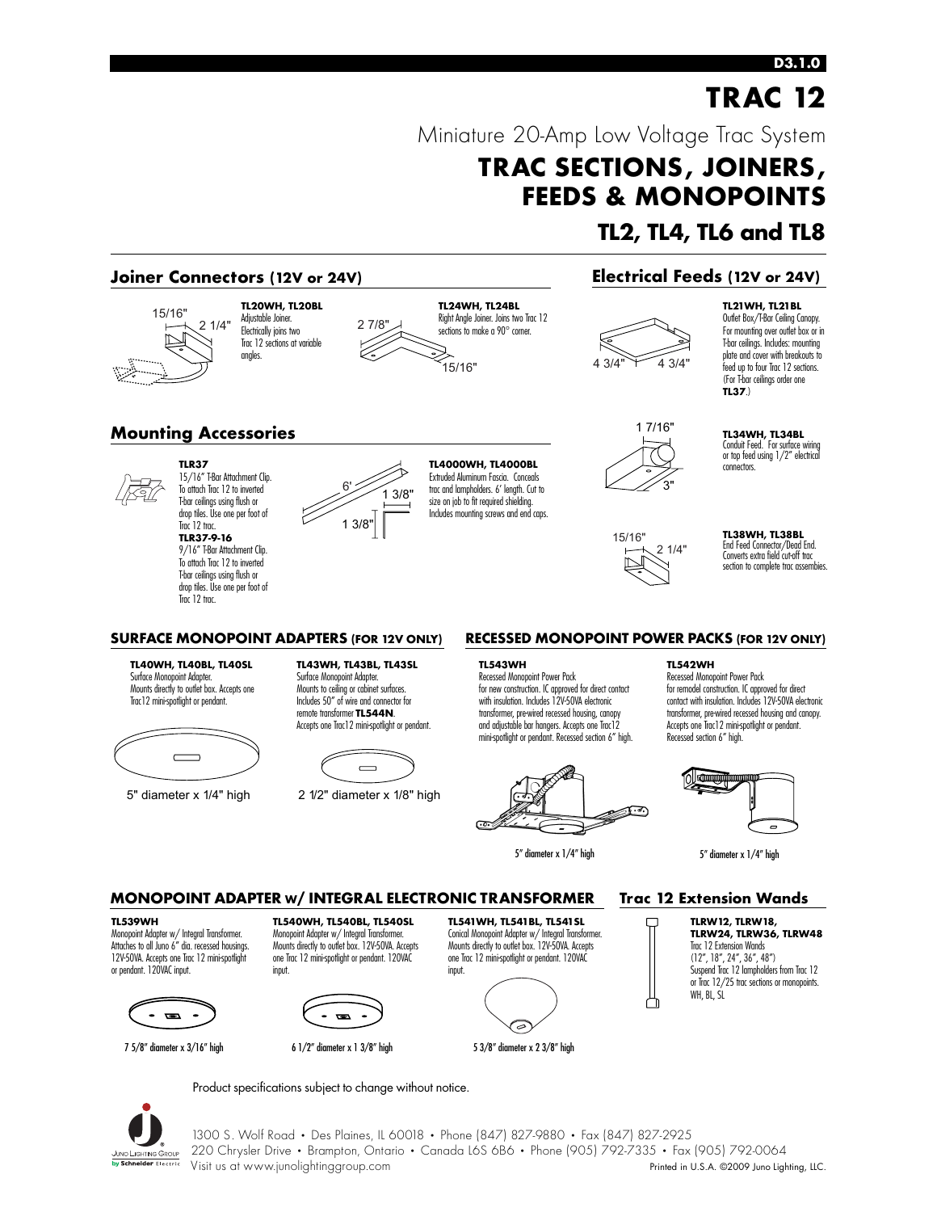D3.1.0

# TRAC 12

Miniature 20-Amp Low Voltage Trac System

## TRAC SECTIONS, JOINERS, FEEDS & MONOPOINTS

## TL2, TL4, TL6 and TL8

### Joiner Connectors (12V or 24V)

15/16"
2 1/4"

**TL20WH, TL20BL**
Adjustable Joiner. Electrically joins two Trac 12 sections at variable angles.

2 7/8"
15/16"

**TL24WH, TL24BL**
Right Angle Joiner. Joins two Trac 12 sections to make a 90° corner.

### Mounting Accessories

**TLR37**
15/16" T-Bar Attachment Clip. To attach Trac 12 to inverted T-bar ceilings using flush or drop tiles. Use one per foot of Trac 12 trac.

**TLR37-9-16**
9/16" T-Bar Attachment Clip. To attach Trac 12 to inverted T-bar ceilings using flush or drop tiles. Use one per foot of Trac 12 trac.

6'
1 3/8"
1 3/8"

**TL4000WH, TL4000BL**
Extruded Aluminum Fascia. Conceals trac and lampholders. 6' length. Cut to size on job to fit required shielding. Includes mounting screws and end caps.

### Electrical Feeds (12V or 24V)

4 3/4"
4 3/4"

**TL21WH, TL21BL**
Outlet Box/T-Bar Ceiling Canopy. For mounting over outlet box or in T-bar ceilings. Includes: mounting plate and cover with breakouts to feed up to four Trac 12 sections. (For T-bar ceilings order one **TL37**.)

1 7/16"
3"

**TL34WH, TL34BL**
Conduit Feed. For surface wiring or top feed using 1/2" electrical connectors.

15/16"
2 1/4"

**TL38WH, TL38BL**
End Feed Connector/Dead End. Converts extra field cut-off trac section to complete trac assemblies.

### SURFACE MONOPOINT ADAPTERS (FOR 12V ONLY)

**TL40WH, TL40BL, TL40SL**
Surface Monopoint Adapter. Mounts directly to outlet box. Accepts one Trac12 mini-spotlight or pendant.

5" diameter x 1/4" high

**TL43WH, TL43BL, TL43SL**
Surface Monopoint Adapter. Mounts to ceiling or cabinet surfaces. Includes 50" of wire and connector for remote transformer **TL544N**. Accepts one Trac12 mini-spotlight or pendant.

2 1/2" diameter x 1/8" high

### RECESSED MONOPOINT POWER PACKS (FOR 12V ONLY)

**TL543WH**
Recessed Monopoint Power Pack for new construction. IC approved for direct contact with insulation. Includes 12V-50VA electronic transformer, pre-wired recessed housing, canopy and adjustable bar hangers. Accepts one Trac12 mini-spotlight or pendant. Recessed section 6" high.

5" diameter x 1/4" high

**TL542WH**
Recessed Monopoint Power Pack for remodel construction. IC approved for direct contact with insulation. Includes 12V-50VA electronic transformer, pre-wired recessed housing and canopy. Accepts one Trac12 mini-spotlight or pendant. Recessed section 6" high.

5" diameter x 1/4" high

### MONOPOINT ADAPTER w/ INTEGRAL ELECTRONIC TRANSFORMER

**TL539WH**
Monopoint Adapter w/ Integral Transformer. Attaches to all Juno 6" dia. recessed housings. 12V-50VA. Accepts one Trac 12 mini-spotlight or pendant. 120VAC input.

7 5/8" diameter x 3/16" high

**TL540WH, TL540BL, TL540SL**
Monopoint Adapter w/ Integral Transformer. Mounts directly to outlet box. 12V-50VA. Accepts one Trac 12 mini-spotlight or pendant. 120VAC input.

6 1/2" diameter x 1 3/8" high

**TL541WH, TL541BL, TL541SL**
Conical Monopoint Adapter w/ Integral Transformer. Mounts directly to outlet box. 12V-50VA. Accepts one Trac 12 mini-spotlight or pendant. 120VAC input.

5 3/8" diameter x 2 3/8" high

### Trac 12 Extension Wands

**TLRW12, TLRW18, TLRW24, TLRW36, TLRW48**
Trac 12 Extension Wands (12", 18", 24", 36", 48")
Suspend Trac 12 lampholders from Trac 12 or Trac 12/25 trac sections or monopoints.
WH, BL, SL

Product specifications subject to change without notice.

Juno Lighting Group by Schneider Electric

1300 S. Wolf Road • Des Plaines, IL 60018 • Phone (847) 827-9880 • Fax (847) 827-2925
220 Chrysler Drive • Brampton, Ontario • Canada L6S 6B6 • Phone (905) 792-7335 • Fax (905) 792-0064
Visit us at www.junolightinggroup.com

Printed in U.S.A. ©2009 Juno Lighting, LLC.